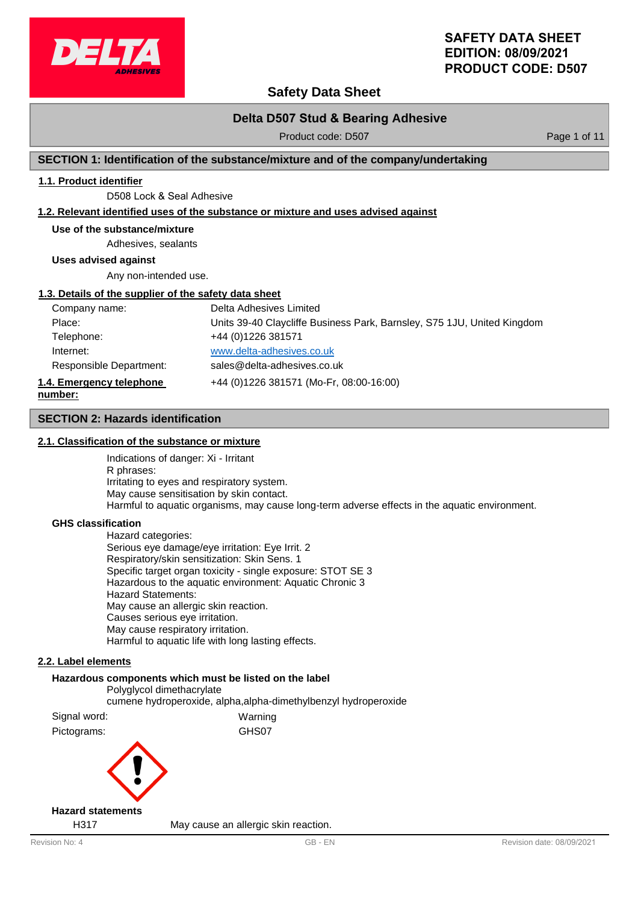# SAFETY DATA SHEET
# EDITION: 08/09/2021
# PRODUCT CODE: D507

## Safety Data Sheet

**Delta D507 Stud & Bearing Adhesive**

Product code: D507

## SECTION 1: Identification of the substance/mixture and of the company/undertaking

### 1.1. Product identifier

D508 Lock & Seal Adhesive

### 1.2. Relevant identified uses of the substance or mixture and uses advised against

**Use of the substance/mixture**

Adhesives, sealants

**Uses advised against**

Any non-intended use.

### 1.3. Details of the supplier of the safety data sheet

| | |
|---|---|
| Company name: | Delta Adhesives Limited |
| Place: | Units 39-40 Claycliffe Business Park, Barnsley, S75 1JU, United Kingdom |
| Telephone: | +44 (0)1226 381571 |
| Internet: | www.delta-adhesives.co.uk |
| Responsible Department: | sales@delta-adhesives.co.uk |

**1.4. Emergency telephone number:** +44 (0)1226 381571 (Mo-Fr, 08:00-16:00)

## SECTION 2: Hazards identification

### 2.1. Classification of the substance or mixture

Indications of danger: Xi - Irritant
R phrases:
Irritating to eyes and respiratory system.
May cause sensitisation by skin contact.
Harmful to aquatic organisms, may cause long-term adverse effects in the aquatic environment.

**GHS classification**

Hazard categories:
Serious eye damage/eye irritation: Eye Irrit. 2
Respiratory/skin sensitization: Skin Sens. 1
Specific target organ toxicity - single exposure: STOT SE 3
Hazardous to the aquatic environment: Aquatic Chronic 3
Hazard Statements:
May cause an allergic skin reaction.
Causes serious eye irritation.
May cause respiratory irritation.
Harmful to aquatic life with long lasting effects.

### 2.2. Label elements

**Hazardous components which must be listed on the label**

Polyglycol dimethacrylate
cumene hydroperoxide, alpha,alpha-dimethylbenzyl hydroperoxide

| | |
|---|---|
| Signal word: | Warning |
| Pictograms: | GHS07 |

**Hazard statements**

| | |
|---|---|
| H317 | May cause an allergic skin reaction. |

Revision No: 4 GB - EN Revision date: 08/09/2021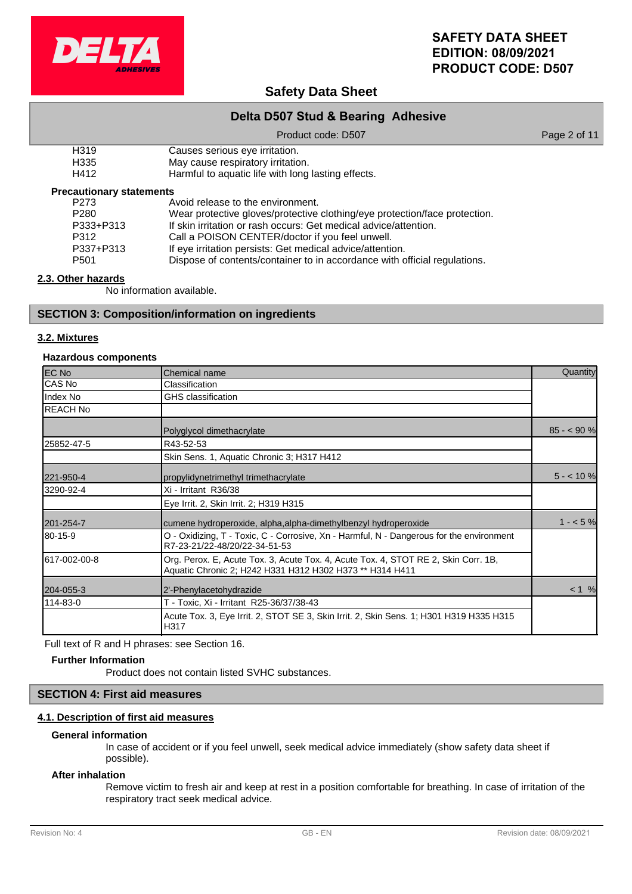| | |
|---|---|
| H319 | Causes serious eye irritation. |
| H335 | May cause respiratory irritation. |
| H412 | Harmful to aquatic life with long lasting effects. |

**Precautionary statements**

| | |
|---|---|
| P273 | Avoid release to the environment. |
| P280 | Wear protective gloves/protective clothing/eye protection/face protection. |
| P333+P313 | If skin irritation or rash occurs: Get medical advice/attention. |
| P312 | Call a POISON CENTER/doctor if you feel unwell. |
| P337+P313 | If eye irritation persists: Get medical advice/attention. |
| P501 | Dispose of contents/container to in accordance with official regulations. |

### 2.3. Other hazards

No information available.

## SECTION 3: Composition/information on ingredients

### 3.2. Mixtures

**Hazardous components**

| EC No | Chemical name | Quantity |
|---|---|---|
| CAS No | Classification | |
| Index No | GHS classification | |
| REACH No | | |
| | Polyglycol dimethacrylate | 85 - < 90 % |
| 25852-47-5 | R43-52-53 | |
| | Skin Sens. 1, Aquatic Chronic 3; H317 H412 | |
| 221-950-4 | propylidynetrimethyl trimethacrylate | 5 - < 10 % |
| 3290-92-4 | Xi - Irritant R36/38 | |
| | Eye Irrit. 2, Skin Irrit. 2; H319 H315 | |
| 201-254-7 | cumene hydroperoxide, alpha,alpha-dimethylbenzyl hydroperoxide | 1 - < 5 % |
| 80-15-9 | O - Oxidizing, T - Toxic, C - Corrosive, Xn - Harmful, N - Dangerous for the environment R7-23-21/22-48/20/22-34-51-53 | |
| 617-002-00-8 | Org. Perox. E, Acute Tox. 3, Acute Tox. 4, Acute Tox. 4, STOT RE 2, Skin Corr. 1B, Aquatic Chronic 2; H242 H331 H312 H302 H373 ** H314 H411 | |
| 204-055-3 | 2'-Phenylacetohydrazide | < 1 % |
| 114-83-0 | T - Toxic, Xi - Irritant R25-36/37/38-43 | |
| | Acute Tox. 3, Eye Irrit. 2, STOT SE 3, Skin Irrit. 2, Skin Sens. 1; H301 H319 H335 H315 H317 | |

Full text of R and H phrases: see Section 16.

**Further Information**

Product does not contain listed SVHC substances.

## SECTION 4: First aid measures

### 4.1. Description of first aid measures

**General information**

In case of accident or if you feel unwell, seek medical advice immediately (show safety data sheet if possible).

**After inhalation**

Remove victim to fresh air and keep at rest in a position comfortable for breathing. In case of irritation of the respiratory tract seek medical advice.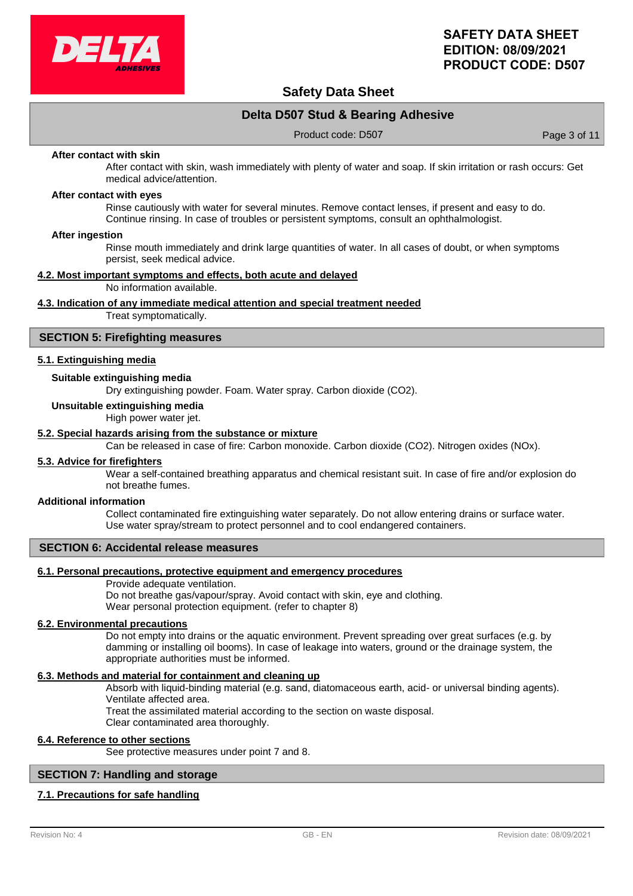#### After contact with skin

After contact with skin, wash immediately with plenty of water and soap. If skin irritation or rash occurs: Get medical advice/attention.

#### After contact with eyes

Rinse cautiously with water for several minutes. Remove contact lenses, if present and easy to do. Continue rinsing. In case of troubles or persistent symptoms, consult an ophthalmologist.

#### After ingestion

Rinse mouth immediately and drink large quantities of water. In all cases of doubt, or when symptoms persist, seek medical advice.

### 4.2. Most important symptoms and effects, both acute and delayed

No information available.

### 4.3. Indication of any immediate medical attention and special treatment needed

Treat symptomatically.

## SECTION 5: Firefighting measures

### 5.1. Extinguishing media

#### Suitable extinguishing media

Dry extinguishing powder. Foam. Water spray. Carbon dioxide ($CO_2$).

#### Unsuitable extinguishing media

High power water jet.

### 5.2. Special hazards arising from the substance or mixture

Can be released in case of fire: Carbon monoxide. Carbon dioxide ($CO_2$). Nitrogen oxides ($NO_x$).

### 5.3. Advice for firefighters

Wear a self-contained breathing apparatus and chemical resistant suit. In case of fire and/or explosion do not breathe fumes.

#### Additional information

Collect contaminated fire extinguishing water separately. Do not allow entering drains or surface water. Use water spray/stream to protect personnel and to cool endangered containers.

## SECTION 6: Accidental release measures

### 6.1. Personal precautions, protective equipment and emergency procedures

Provide adequate ventilation.
Do not breathe gas/vapour/spray. Avoid contact with skin, eye and clothing.
Wear personal protection equipment. (refer to chapter 8)

### 6.2. Environmental precautions

Do not empty into drains or the aquatic environment. Prevent spreading over great surfaces (e.g. by damming or installing oil booms). In case of leakage into waters, ground or the drainage system, the appropriate authorities must be informed.

### 6.3. Methods and material for containment and cleaning up

Absorb with liquid-binding material (e.g. sand, diatomaceous earth, acid- or universal binding agents).
Ventilate affected area.
Treat the assimilated material according to the section on waste disposal.
Clear contaminated area thoroughly.

### 6.4. Reference to other sections

See protective measures under point 7 and 8.

## SECTION 7: Handling and storage

### 7.1. Precautions for safe handling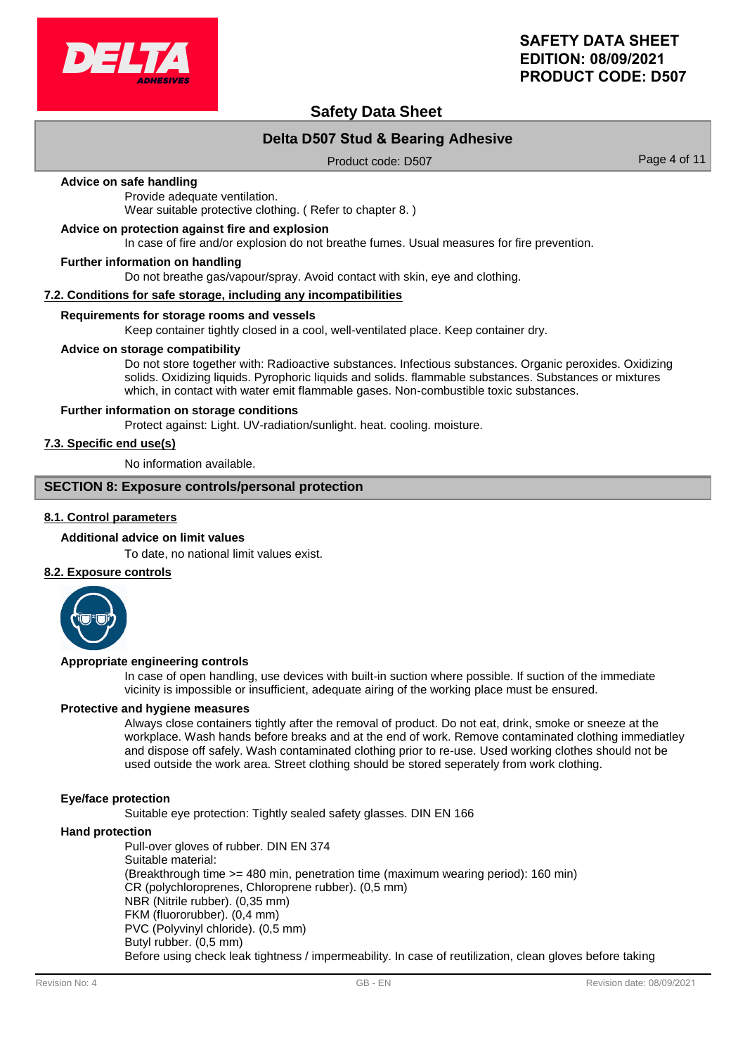**Advice on safe handling**

Provide adequate ventilation.
Wear suitable protective clothing. ( Refer to chapter 8. )

**Advice on protection against fire and explosion**

In case of fire and/or explosion do not breathe fumes. Usual measures for fire prevention.

**Further information on handling**

Do not breathe gas/vapour/spray. Avoid contact with skin, eye and clothing.

## 7.2. Conditions for safe storage, including any incompatibilities

**Requirements for storage rooms and vessels**

Keep container tightly closed in a cool, well-ventilated place. Keep container dry.

**Advice on storage compatibility**

Do not store together with: Radioactive substances. Infectious substances. Organic peroxides. Oxidizing solids. Oxidizing liquids. Pyrophoric liquids and solids. flammable substances. Substances or mixtures which, in contact with water emit flammable gases. Non-combustible toxic substances.

**Further information on storage conditions**

Protect against: Light. UV-radiation/sunlight. heat. cooling. moisture.

## 7.3. Specific end use(s)

No information available.

# SECTION 8: Exposure controls/personal protection

## 8.1. Control parameters

**Additional advice on limit values**

To date, no national limit values exist.

## 8.2. Exposure controls

**Appropriate engineering controls**

In case of open handling, use devices with built-in suction where possible. If suction of the immediate vicinity is impossible or insufficient, adequate airing of the working place must be ensured.

**Protective and hygiene measures**

Always close containers tightly after the removal of product. Do not eat, drink, smoke or sneeze at the workplace. Wash hands before breaks and at the end of work. Remove contaminated clothing immediatley and dispose off safely. Wash contaminated clothing prior to re-use. Used working clothes should not be used outside the work area. Street clothing should be stored seperately from work clothing.

**Eye/face protection**

Suitable eye protection: Tightly sealed safety glasses. DIN EN 166

**Hand protection**

Pull-over gloves of rubber. DIN EN 374
Suitable material:
(Breakthrough time >= 480 min, penetration time (maximum wearing period): 160 min)
CR (polychloroprenes, Chloroprene rubber). (0,5 mm)
NBR (Nitrile rubber). (0,35 mm)
FKM (fluororubber). (0,4 mm)
PVC (Polyvinyl chloride). (0,5 mm)
Butyl rubber. (0,5 mm)
Before using check leak tightness / impermeability. In case of reutilization, clean gloves before taking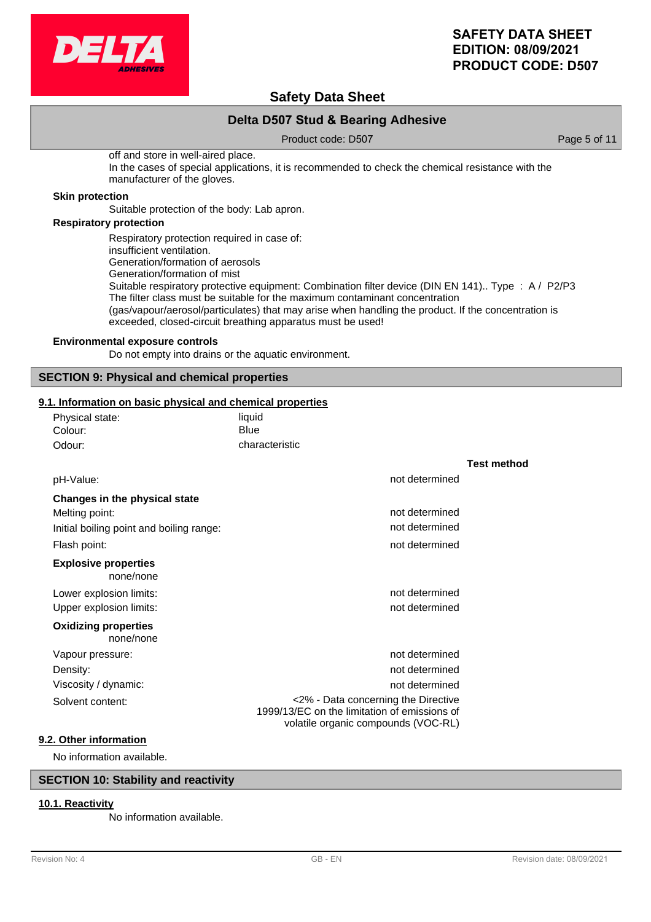off and store in well-aired place.
In the cases of special applications, it is recommended to check the chemical resistance with the manufacturer of the gloves.

**Skin protection**

Suitable protection of the body: Lab apron.

**Respiratory protection**

Respiratory protection required in case of:
insufficient ventilation.
Generation/formation of aerosols
Generation/formation of mist
Suitable respiratory protective equipment: Combination filter device (DIN EN 141).. Type : A / P2/P3
The filter class must be suitable for the maximum contaminant concentration (gas/vapour/aerosol/particulates) that may arise when handling the product. If the concentration is exceeded, closed-circuit breathing apparatus must be used!

**Environmental exposure controls**

Do not empty into drains or the aquatic environment.

## SECTION 9: Physical and chemical properties

### 9.1. Information on basic physical and chemical properties

| | |
|---|---|
| Physical state: | liquid |
| Colour: | Blue |
| Odour: | characteristic |

| | | Test method |
|---|---|---|
| pH-Value: | not determined | |
| **Changes in the physical state** | | |
| Melting point: | not determined | |
| Initial boiling point and boiling range: | not determined | |
| Flash point: | not determined | |
| **Explosive properties** | | |
| none/none | | |
| Lower explosion limits: | not determined | |
| Upper explosion limits: | not determined | |
| **Oxidizing properties** | | |
| none/none | | |
| Vapour pressure: | not determined | |
| Density: | not determined | |
| Viscosity / dynamic: | not determined | |
| Solvent content: | <2% - Data concerning the Directive 1999/13/EC on the limitation of emissions of volatile organic compounds (VOC-RL) | |

### 9.2. Other information

No information available.

## SECTION 10: Stability and reactivity

### 10.1. Reactivity

No information available.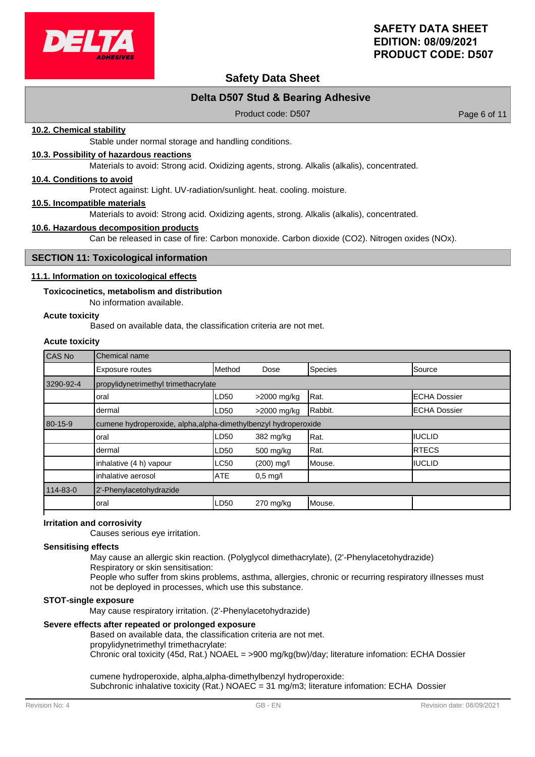#### 10.2. Chemical stability

Stable under normal storage and handling conditions.

#### 10.3. Possibility of hazardous reactions

Materials to avoid: Strong acid. Oxidizing agents, strong. Alkalis (alkalis), concentrated.

#### 10.4. Conditions to avoid

Protect against: Light. UV-radiation/sunlight. heat. cooling. moisture.

#### 10.5. Incompatible materials

Materials to avoid: Strong acid. Oxidizing agents, strong. Alkalis (alkalis), concentrated.

#### 10.6. Hazardous decomposition products

Can be released in case of fire: Carbon monoxide. Carbon dioxide ($CO_2$). Nitrogen oxides (NOx).

## SECTION 11: Toxicological information

#### 11.1. Information on toxicological effects

**Toxicocinetics, metabolism and distribution**

No information available.

**Acute toxicity**

Based on available data, the classification criteria are not met.

**Acute toxicity**

| CAS No | Chemical name | | | | |
|---|---|---|---|---|---|
| | Exposure routes | Method | Dose | Species | Source |
| 3290-92-4 | propylidynetrimethyl trimethacrylate | | | | |
| | oral | LD50 | >2000 mg/kg | Rat. | ECHA Dossier |
| | dermal | LD50 | >2000 mg/kg | Rabbit. | ECHA Dossier |
| 80-15-9 | cumene hydroperoxide, alpha,alpha-dimethylbenzyl hydroperoxide | | | | |
| | oral | LD50 | 382 mg/kg | Rat. | IUCLID |
| | dermal | LD50 | 500 mg/kg | Rat. | RTECS |
| | inhalative (4 h) vapour | LC50 | (200) mg/l | Mouse. | IUCLID |
| | inhalative aerosol | ATE | 0,5 mg/l | | |
| 114-83-0 | 2'-Phenylacetohydrazide | | | | |
| | oral | LD50 | 270 mg/kg | Mouse. | |

**Irritation and corrosivity**

Causes serious eye irritation.

**Sensitising effects**

May cause an allergic skin reaction. (Polyglycol dimethacrylate), (2'-Phenylacetohydrazide)
Respiratory or skin sensitisation:
People who suffer from skins problems, asthma, allergies, chronic or recurring respiratory illnesses must not be deployed in processes, which use this substance.

**STOT-single exposure**

May cause respiratory irritation. (2'-Phenylacetohydrazide)

**Severe effects after repeated or prolonged exposure**

Based on available data, the classification criteria are not met.
propylidynetrimethyl trimethacrylate:
Chronic oral toxicity (45d, Rat.) NOAEL = >900 mg/kg(bw)/day; literature infomation: ECHA Dossier

cumene hydroperoxide, alpha,alpha-dimethylbenzyl hydroperoxide:
Subchronic inhalative toxicity (Rat.) NOAEC = 31 mg/m3; literature infomation: ECHA Dossier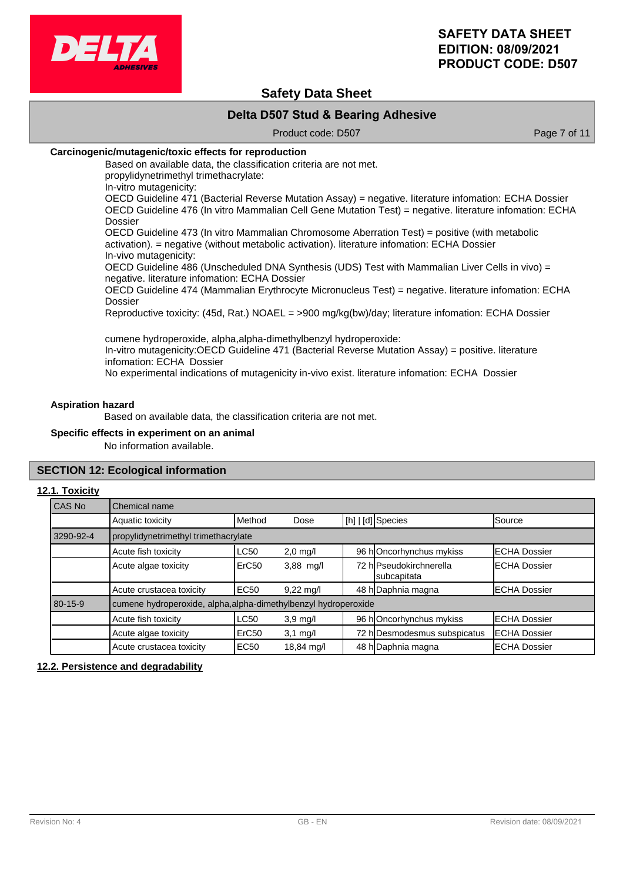**Carcinogenic/mutagenic/toxic effects for reproduction**

Based on available data, the classification criteria are not met.
propylidynetrimethyl trimethacrylate:
In-vitro mutagenicity:
OECD Guideline 471 (Bacterial Reverse Mutation Assay) = negative. literature infomation: ECHA Dossier
OECD Guideline 476 (In vitro Mammalian Cell Gene Mutation Test) = negative. literature infomation: ECHA Dossier
OECD Guideline 473 (In vitro Mammalian Chromosome Aberration Test) = positive (with metabolic activation). = negative (without metabolic activation). literature infomation: ECHA Dossier
In-vivo mutagenicity:
OECD Guideline 486 (Unscheduled DNA Synthesis (UDS) Test with Mammalian Liver Cells in vivo) = negative. literature infomation: ECHA Dossier
OECD Guideline 474 (Mammalian Erythrocyte Micronucleus Test) = negative. literature infomation: ECHA Dossier
Reproductive toxicity: (45d, Rat.) NOAEL = >900 mg/kg(bw)/day; literature infomation: ECHA Dossier

cumene hydroperoxide, alpha,alpha-dimethylbenzyl hydroperoxide:
In-vitro mutagenicity:OECD Guideline 471 (Bacterial Reverse Mutation Assay) = positive. literature infomation: ECHA Dossier
No experimental indications of mutagenicity in-vivo exist. literature infomation: ECHA Dossier

**Aspiration hazard**

Based on available data, the classification criteria are not met.

**Specific effects in experiment on an animal**

No information available.

## SECTION 12: Ecological information

### 12.1. Toxicity

| CAS No | Chemical name | | | | | |
|---|---|---|---|---|---|---|
| | Aquatic toxicity | Method | Dose | [h] \| [d] | Species | Source |
| 3290-92-4 | propylidynetrimethyl trimethacrylate | | | | | |
| | Acute fish toxicity | LC50 | 2,0 mg/l | 96 h | Oncorhynchus mykiss | ECHA Dossier |
| | Acute algae toxicity | ErC50 | 3,88 mg/l | 72 h | Pseudokirchnerella subcapitata | ECHA Dossier |
| | Acute crustacea toxicity | EC50 | 9,22 mg/l | 48 h | Daphnia magna | ECHA Dossier |
| 80-15-9 | cumene hydroperoxide, alpha,alpha-dimethylbenzyl hydroperoxide | | | | | |
| | Acute fish toxicity | LC50 | 3,9 mg/l | 96 h | Oncorhynchus mykiss | ECHA Dossier |
| | Acute algae toxicity | ErC50 | 3,1 mg/l | 72 h | Desmodesmus subspicatus | ECHA Dossier |
| | Acute crustacea toxicity | EC50 | 18,84 mg/l | 48 h | Daphnia magna | ECHA Dossier |

### 12.2. Persistence and degradability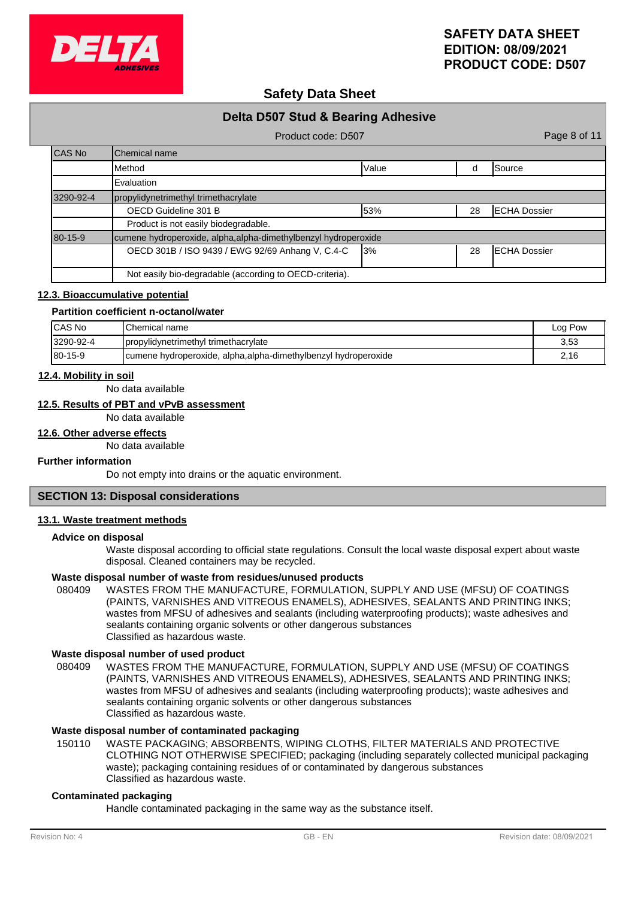| CAS No | Chemical name | | | |
|---|---|---|---|---|
| | Method | Value | d | Source |
| | Evaluation | | | |
| 3290-92-4 | propylidynetrimethyl trimethacrylate | | | |
| | OECD Guideline 301 B | 53% | 28 | ECHA Dossier |
| | Product is not easily biodegradable. | | | |
| 80-15-9 | cumene hydroperoxide, alpha,alpha-dimethylbenzyl hydroperoxide | | | |
| | OECD 301B / ISO 9439 / EWG 92/69 Anhang V, C.4-C | 3% | 28 | ECHA Dossier |
| | Not easily bio-degradable (according to OECD-criteria). | | | |

### 12.3. Bioaccumulative potential

**Partition coefficient n-octanol/water**

| CAS No | Chemical name | Log Pow |
|---|---|---|
| 3290-92-4 | propylidynetrimethyl trimethacrylate | 3,53 |
| 80-15-9 | cumene hydroperoxide, alpha,alpha-dimethylbenzyl hydroperoxide | 2,16 |

### 12.4. Mobility in soil

No data available

### 12.5. Results of PBT and vPvB assessment

No data available

### 12.6. Other adverse effects

No data available

**Further information**

Do not empty into drains or the aquatic environment.

## SECTION 13: Disposal considerations

### 13.1. Waste treatment methods

**Advice on disposal**

Waste disposal according to official state regulations. Consult the local waste disposal expert about waste disposal. Cleaned containers may be recycled.

**Waste disposal number of waste from residues/unused products**

080409 WASTES FROM THE MANUFACTURE, FORMULATION, SUPPLY AND USE (MFSU) OF COATINGS (PAINTS, VARNISHES AND VITREOUS ENAMELS), ADHESIVES, SEALANTS AND PRINTING INKS; wastes from MFSU of adhesives and sealants (including waterproofing products); waste adhesives and sealants containing organic solvents or other dangerous substances
Classified as hazardous waste.

**Waste disposal number of used product**

080409 WASTES FROM THE MANUFACTURE, FORMULATION, SUPPLY AND USE (MFSU) OF COATINGS (PAINTS, VARNISHES AND VITREOUS ENAMELS), ADHESIVES, SEALANTS AND PRINTING INKS; wastes from MFSU of adhesives and sealants (including waterproofing products); waste adhesives and sealants containing organic solvents or other dangerous substances
Classified as hazardous waste.

**Waste disposal number of contaminated packaging**

150110 WASTE PACKAGING; ABSORBENTS, WIPING CLOTHS, FILTER MATERIALS AND PROTECTIVE CLOTHING NOT OTHERWISE SPECIFIED; packaging (including separately collected municipal packaging waste); packaging containing residues of or contaminated by dangerous substances
Classified as hazardous waste.

**Contaminated packaging**

Handle contaminated packaging in the same way as the substance itself.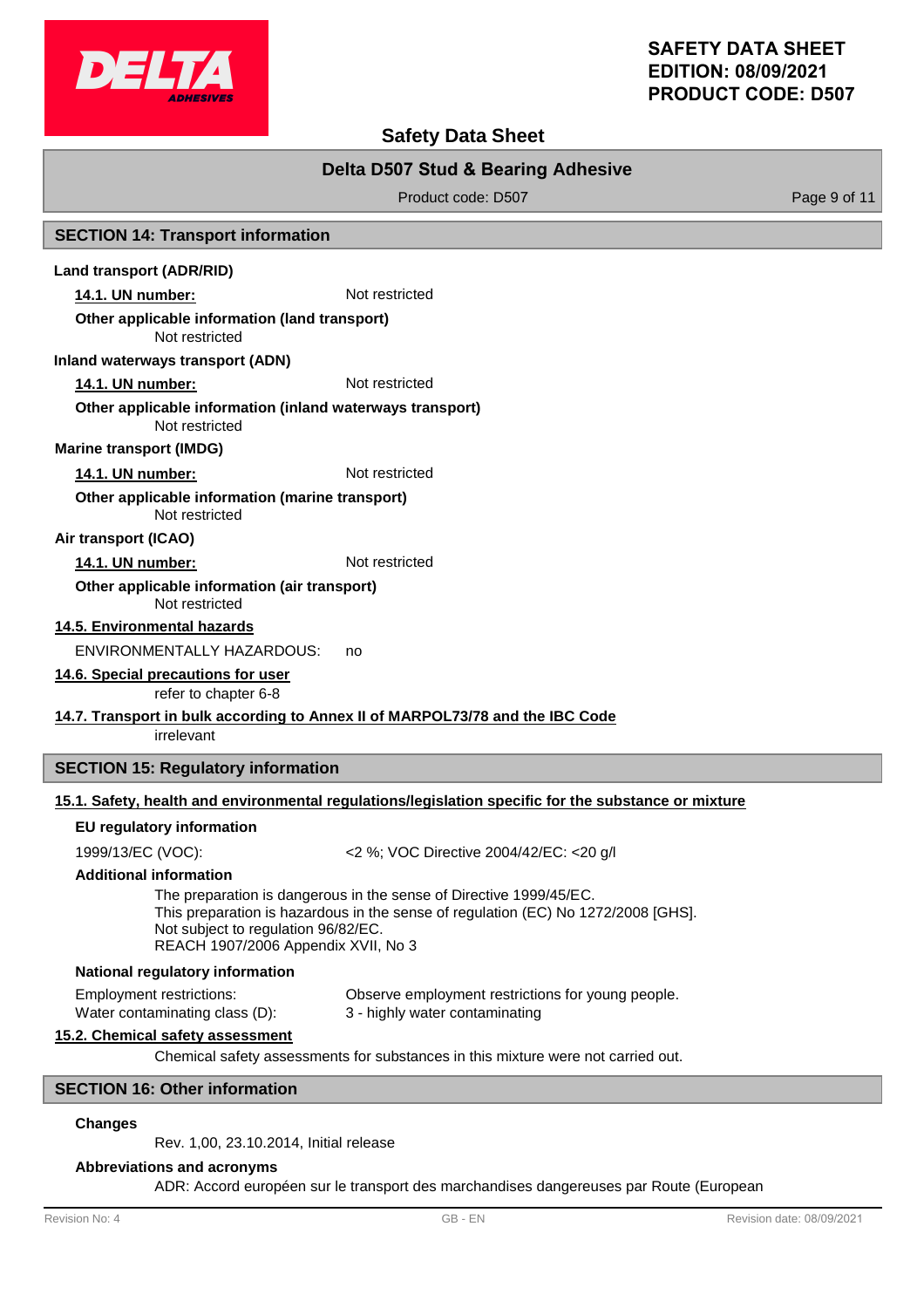## SECTION 14: Transport information

**Land transport (ADR/RID)**

**14.1. UN number:** Not restricted

**Other applicable information (land transport)**
Not restricted

**Inland waterways transport (ADN)**

**14.1. UN number:** Not restricted

**Other applicable information (inland waterways transport)**
Not restricted

**Marine transport (IMDG)**

**14.1. UN number:** Not restricted

**Other applicable information (marine transport)**
Not restricted

**Air transport (ICAO)**

**14.1. UN number:** Not restricted

**Other applicable information (air transport)**
Not restricted

**14.5. Environmental hazards**

ENVIRONMENTALLY HAZARDOUS: no

**14.6. Special precautions for user**

refer to chapter 6-8

**14.7. Transport in bulk according to Annex II of MARPOL73/78 and the IBC Code**

irrelevant

## SECTION 15: Regulatory information

**15.1. Safety, health and environmental regulations/legislation specific for the substance or mixture**

**EU regulatory information**

1999/13/EC (VOC): <2 %; VOC Directive 2004/42/EC: <20 g/l

**Additional information**

The preparation is dangerous in the sense of Directive 1999/45/EC.
This preparation is hazardous in the sense of regulation (EC) No 1272/2008 [GHS].
Not subject to regulation 96/82/EC.
REACH 1907/2006 Appendix XVII, No 3

**National regulatory information**

Employment restrictions: Observe employment restrictions for young people.
Water contaminating class (D): 3 - highly water contaminating

**15.2. Chemical safety assessment**

Chemical safety assessments for substances in this mixture were not carried out.

## SECTION 16: Other information

**Changes**

Rev. 1,00, 23.10.2014, Initial release

**Abbreviations and acronyms**

ADR: Accord européen sur le transport des marchandises dangereuses par Route (European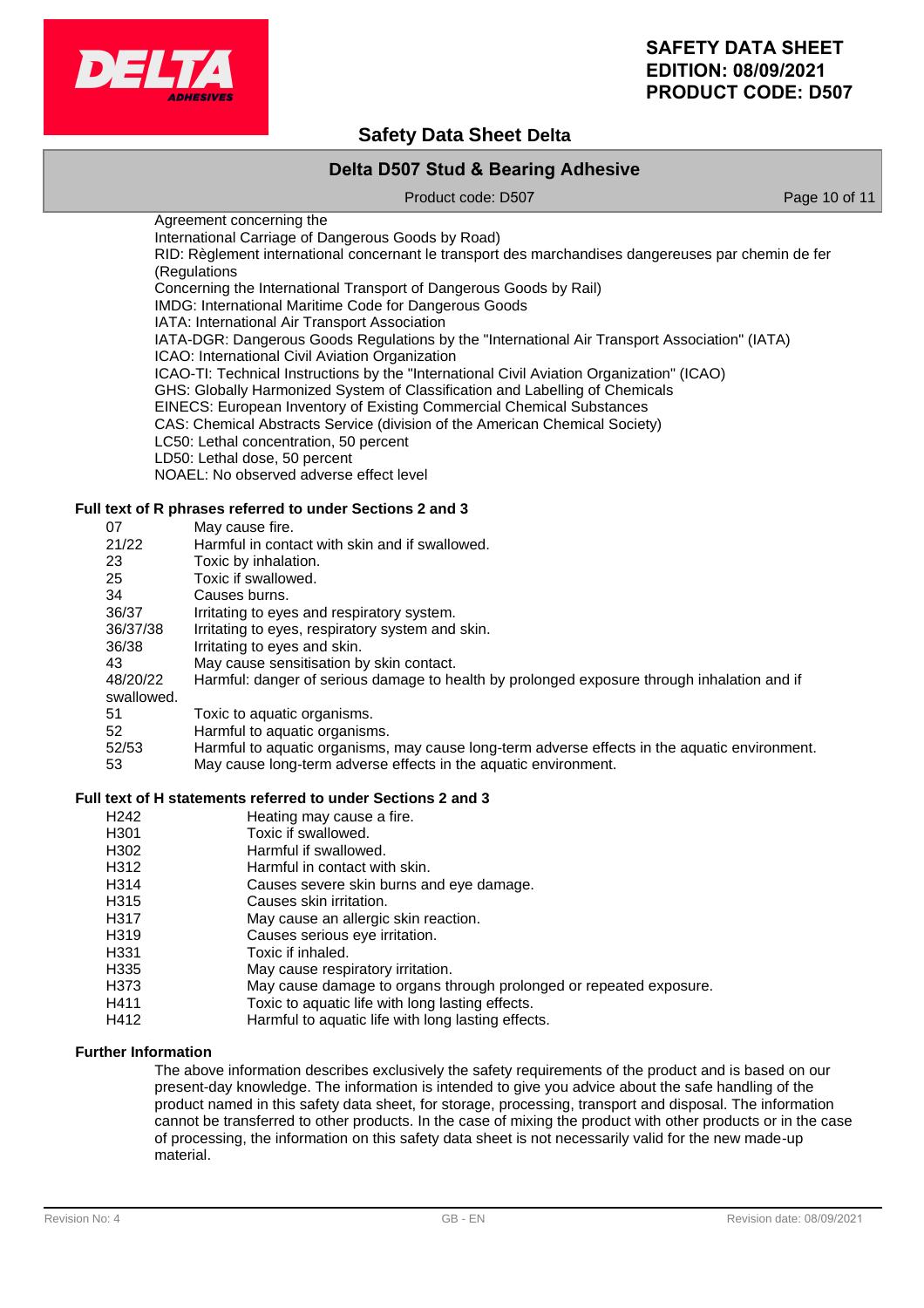Agreement concerning the
International Carriage of Dangerous Goods by Road)
RID: Règlement international concernant le transport des marchandises dangereuses par chemin de fer (Regulations
Concerning the International Transport of Dangerous Goods by Rail)
IMDG: International Maritime Code for Dangerous Goods
IATA: International Air Transport Association
IATA-DGR: Dangerous Goods Regulations by the "International Air Transport Association" (IATA)
ICAO: International Civil Aviation Organization
ICAO-TI: Technical Instructions by the "International Civil Aviation Organization" (ICAO)
GHS: Globally Harmonized System of Classification and Labelling of Chemicals
EINECS: European Inventory of Existing Commercial Chemical Substances
CAS: Chemical Abstracts Service (division of the American Chemical Society)
LC50: Lethal concentration, 50 percent
LD50: Lethal dose, 50 percent
NOAEL: No observed adverse effect level

**Full text of R phrases referred to under Sections 2 and 3**

| | |
|---|---|
| 07 | May cause fire. |
| 21/22 | Harmful in contact with skin and if swallowed. |
| 23 | Toxic by inhalation. |
| 25 | Toxic if swallowed. |
| 34 | Causes burns. |
| 36/37 | Irritating to eyes and respiratory system. |
| 36/37/38 | Irritating to eyes, respiratory system and skin. |
| 36/38 | Irritating to eyes and skin. |
| 43 | May cause sensitisation by skin contact. |
| 48/20/22 | Harmful: danger of serious damage to health by prolonged exposure through inhalation and if swallowed. |
| 51 | Toxic to aquatic organisms. |
| 52 | Harmful to aquatic organisms. |
| 52/53 | Harmful to aquatic organisms, may cause long-term adverse effects in the aquatic environment. |
| 53 | May cause long-term adverse effects in the aquatic environment. |

**Full text of H statements referred to under Sections 2 and 3**

| | |
|---|---|
| H242 | Heating may cause a fire. |
| H301 | Toxic if swallowed. |
| H302 | Harmful if swallowed. |
| H312 | Harmful in contact with skin. |
| H314 | Causes severe skin burns and eye damage. |
| H315 | Causes skin irritation. |
| H317 | May cause an allergic skin reaction. |
| H319 | Causes serious eye irritation. |
| H331 | Toxic if inhaled. |
| H335 | May cause respiratory irritation. |
| H373 | May cause damage to organs through prolonged or repeated exposure. |
| H411 | Toxic to aquatic life with long lasting effects. |
| H412 | Harmful to aquatic life with long lasting effects. |

**Further Information**

The above information describes exclusively the safety requirements of the product and is based on our present-day knowledge. The information is intended to give you advice about the safe handling of the product named in this safety data sheet, for storage, processing, transport and disposal. The information cannot be transferred to other products. In the case of mixing the product with other products or in the case of processing, the information on this safety data sheet is not necessarily valid for the new made-up material.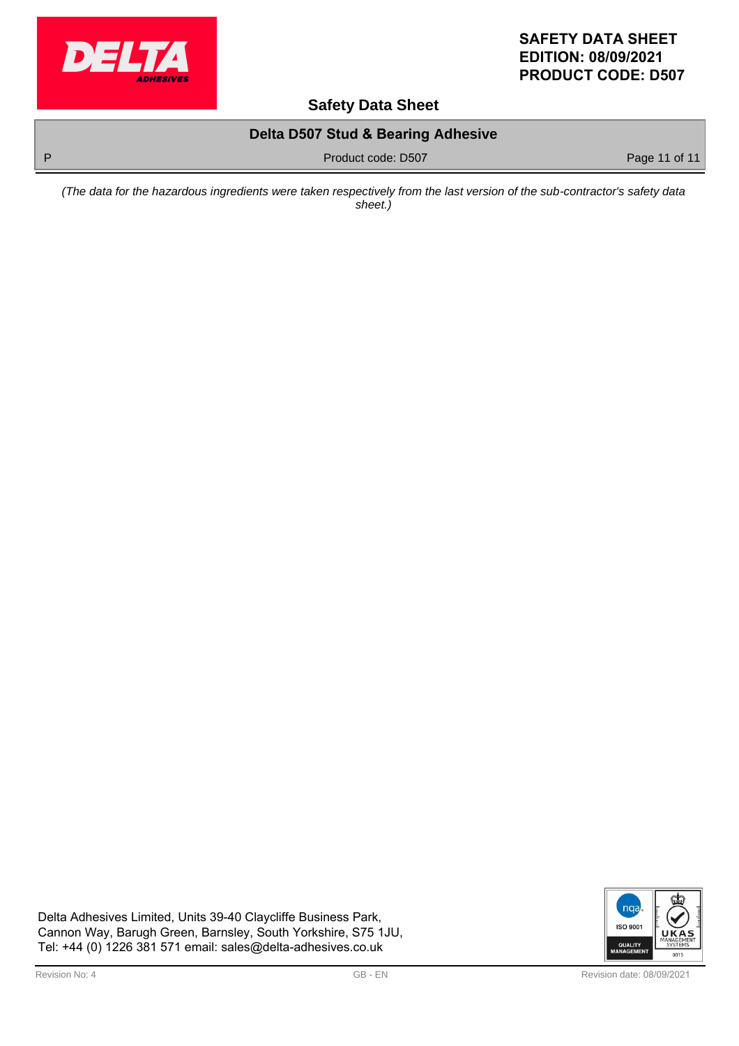*(The data for the hazardous ingredients were taken respectively from the last version of the sub-contractor's safety data sheet.)*